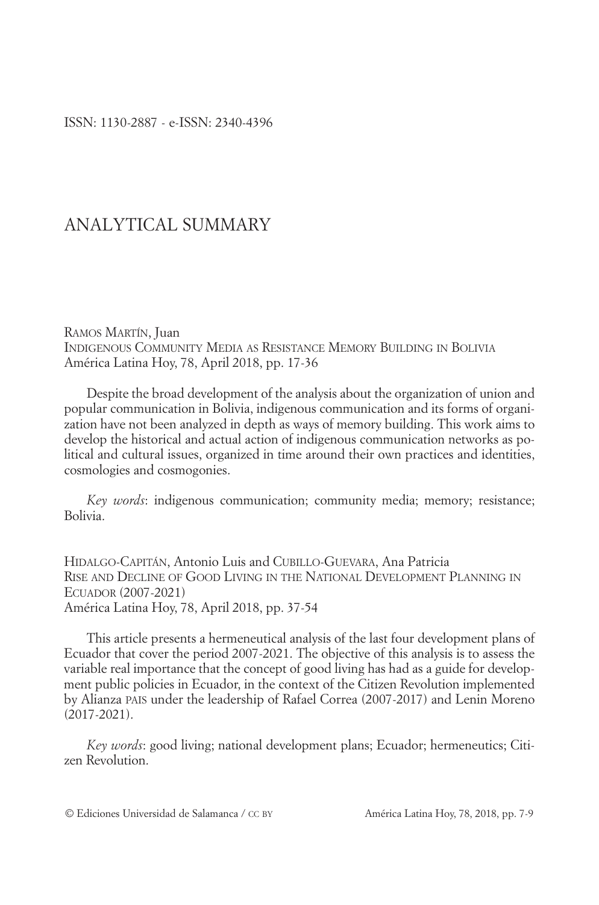ISSN: 1130-2887 - e-ISSN: 2340-4396

# ANALYTICAL SUMMARY

RAMOS MARTÍN, Juan
INDIGENOUS COMMUNITY MEDIA AS RESISTANCE MEMORY BUILDING IN BOLIVIA
América Latina Hoy, 78, April 2018, pp. 17-36

Despite the broad development of the analysis about the organization of union and popular communication in Bolivia, indigenous communication and its forms of organization have not been analyzed in depth as ways of memory building. This work aims to develop the historical and actual action of indigenous communication networks as political and cultural issues, organized in time around their own practices and identities, cosmologies and cosmogonies.

*Key words*: indigenous communication; community media; memory; resistance; Bolivia.

HIDALGO-CAPITÁN, Antonio Luis and CUBILLO-GUEVARA, Ana Patricia
RISE AND DECLINE OF GOOD LIVING IN THE NATIONAL DEVELOPMENT PLANNING IN ECUADOR (2007-2021)
América Latina Hoy, 78, April 2018, pp. 37-54

This article presents a hermeneutical analysis of the last four development plans of Ecuador that cover the period 2007-2021. The objective of this analysis is to assess the variable real importance that the concept of good living has had as a guide for development public policies in Ecuador, in the context of the Citizen Revolution implemented by Alianza PAIS under the leadership of Rafael Correa (2007-2017) and Lenin Moreno (2017-2021).

*Key words*: good living; national development plans; Ecuador; hermeneutics; Citizen Revolution.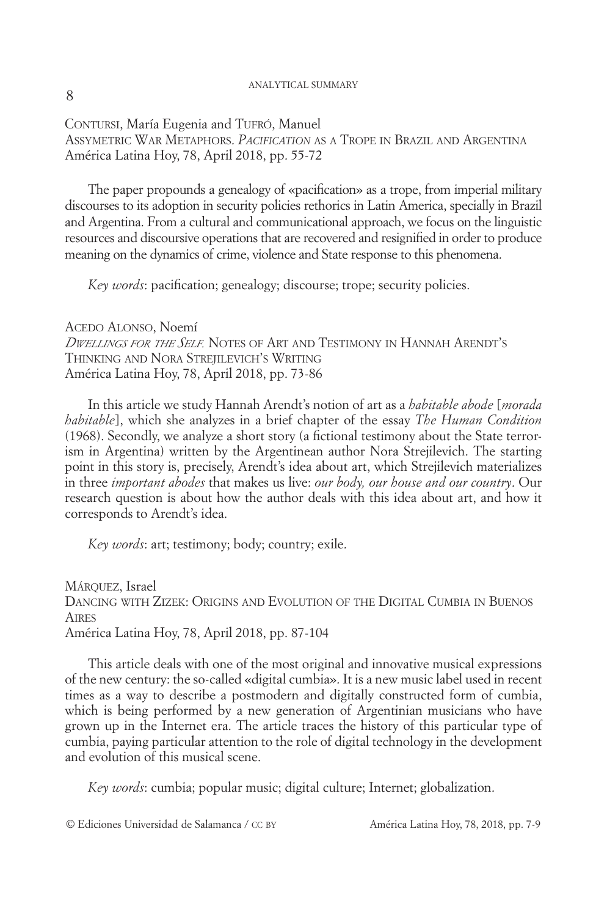CONTURSI, María Eugenia and TUFRÓ, Manuel
ASSYMETRIC WAR METAPHORS. *PACIFICATION* AS A TROPE IN BRAZIL AND ARGENTINA
América Latina Hoy, 78, April 2018, pp. 55-72

The paper propounds a genealogy of «pacification» as a trope, from imperial military discourses to its adoption in security policies rethorics in Latin America, specially in Brazil and Argentina. From a cultural and communicational approach, we focus on the linguistic resources and discoursive operations that are recovered and resignified in order to produce meaning on the dynamics of crime, violence and State response to this phenomena.

*Key words*: pacification; genealogy; discourse; trope; security policies.

ACEDO ALONSO, Noemí
*DWELLINGS FOR THE SELF.* NOTES OF ART AND TESTIMONY IN HANNAH ARENDT'S THINKING AND NORA STREJILEVICH'S WRITING
América Latina Hoy, 78, April 2018, pp. 73-86

In this article we study Hannah Arendt's notion of art as a *habitable abode* [*morada habitable*], which she analyzes in a brief chapter of the essay *The Human Condition* (1968). Secondly, we analyze a short story (a fictional testimony about the State terrorism in Argentina) written by the Argentinean author Nora Strejilevich. The starting point in this story is, precisely, Arendt's idea about art, which Strejilevich materializes in three *important abodes* that makes us live: *our body, our house and our country*. Our research question is about how the author deals with this idea about art, and how it corresponds to Arendt's idea.

*Key words*: art; testimony; body; country; exile.

MÁRQUEZ, Israel
DANCING WITH ZIZEK: ORIGINS AND EVOLUTION OF THE DIGITAL CUMBIA IN BUENOS AIRES
América Latina Hoy, 78, April 2018, pp. 87-104

This article deals with one of the most original and innovative musical expressions of the new century: the so-called «digital cumbia». It is a new music label used in recent times as a way to describe a postmodern and digitally constructed form of cumbia, which is being performed by a new generation of Argentinian musicians who have grown up in the Internet era. The article traces the history of this particular type of cumbia, paying particular attention to the role of digital technology in the development and evolution of this musical scene.

*Key words*: cumbia; popular music; digital culture; Internet; globalization.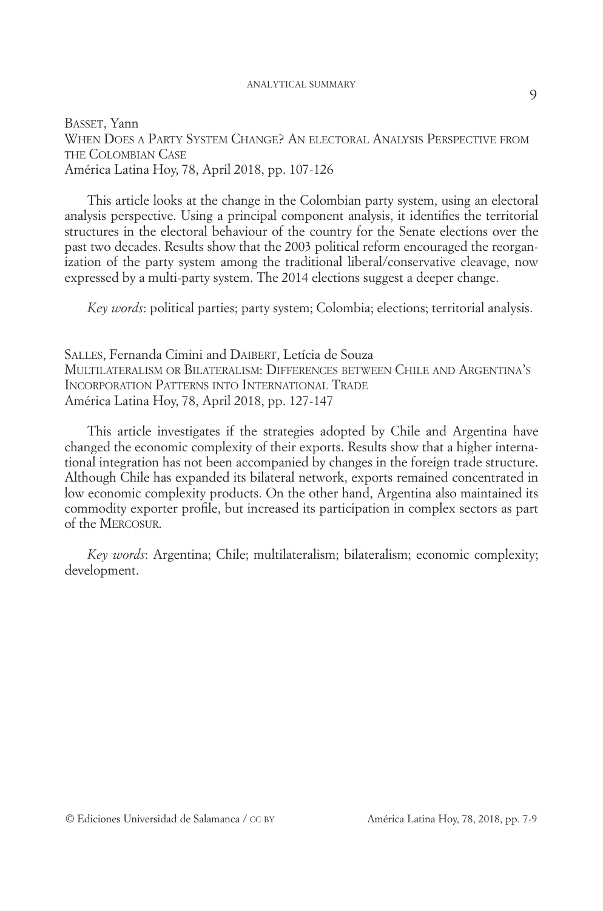Basset, Yann

When Does a Party System Change? An electoral Analysis Perspective from the Colombian Case

América Latina Hoy, 78, April 2018, pp. 107-126

This article looks at the change in the Colombian party system, using an electoral analysis perspective. Using a principal component analysis, it identifies the territorial structures in the electoral behaviour of the country for the Senate elections over the past two decades. Results show that the 2003 political reform encouraged the reorganization of the party system among the traditional liberal/conservative cleavage, now expressed by a multi-party system. The 2014 elections suggest a deeper change.

*Key words*: political parties; party system; Colombia; elections; territorial analysis.

Salles, Fernanda Cimini and Daibert, Letícia de Souza

Multilateralism or Bilateralism: Differences between Chile and Argentina's Incorporation Patterns into International Trade

América Latina Hoy, 78, April 2018, pp. 127-147

This article investigates if the strategies adopted by Chile and Argentina have changed the economic complexity of their exports. Results show that a higher international integration has not been accompanied by changes in the foreign trade structure. Although Chile has expanded its bilateral network, exports remained concentrated in low economic complexity products. On the other hand, Argentina also maintained its commodity exporter profile, but increased its participation in complex sectors as part of the Mercosur.

*Key words*: Argentina; Chile; multilateralism; bilateralism; economic complexity; development.